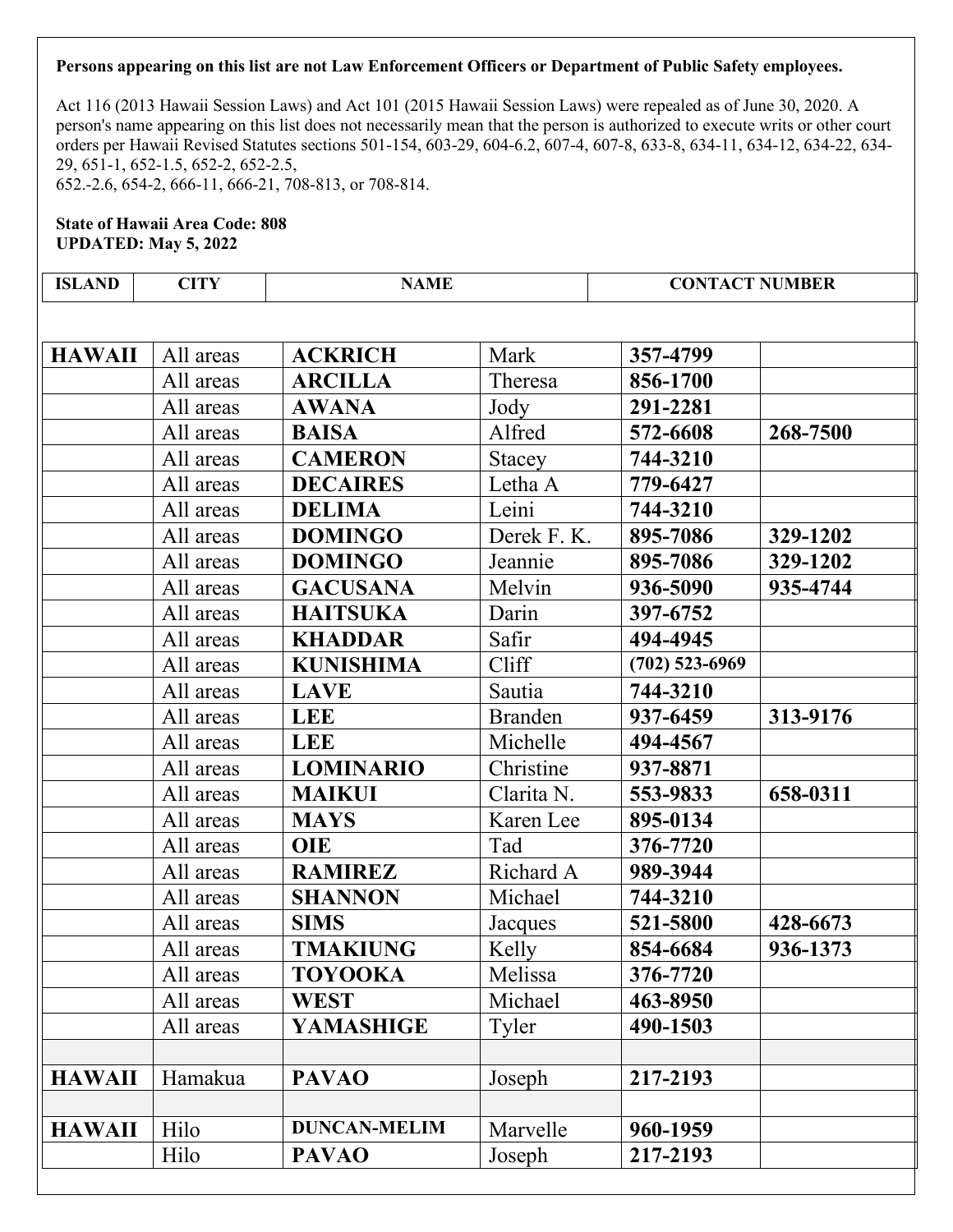**Persons appearing on this list are not Law Enforcement Officers or Department of Public Safety employees.**

Act 116 (2013 Hawaii Session Laws) and Act 101 (2015 Hawaii Session Laws) were repealed as of June 30, 2020. A person's name appearing on this list does not necessarily mean that the person is authorized to execute writs or other court orders per Hawaii Revised Statutes sections 501-154, 603-29, 604-6.2, 607-4, 607-8, 633-8, 634-11, 634-12, 634-22, 634-29, 651-1, 652-1.5, 652-2, 652-2.5,
652.-2.6, 654-2, 666-11, 666-21, 708-813, or 708-814.

**State of Hawaii Area Code: 808**
**UPDATED: May 5, 2022**

| ISLAND | CITY | NAME | | CONTACT NUMBER | |
|---|---|---|---|---|---|
| **HAWAII** | All areas | **ACKRICH** | Mark | **357-4799** | |
| | All areas | **ARCILLA** | Theresa | **856-1700** | |
| | All areas | **AWANA** | Jody | **291-2281** | |
| | All areas | **BAISA** | Alfred | **572-6608** | **268-7500** |
| | All areas | **CAMERON** | Stacey | **744-3210** | |
| | All areas | **DECAIRES** | Letha A | **779-6427** | |
| | All areas | **DELIMA** | Leini | **744-3210** | |
| | All areas | **DOMINGO** | Derek F. K. | **895-7086** | **329-1202** |
| | All areas | **DOMINGO** | Jeannie | **895-7086** | **329-1202** |
| | All areas | **GACUSANA** | Melvin | **936-5090** | **935-4744** |
| | All areas | **HAITSUKA** | Darin | **397-6752** | |
| | All areas | **KHADDAR** | Safir | **494-4945** | |
| | All areas | **KUNISHIMA** | Cliff | **(702) 523-6969** | |
| | All areas | **LAVE** | Sautia | **744-3210** | |
| | All areas | **LEE** | Branden | **937-6459** | **313-9176** |
| | All areas | **LEE** | Michelle | **494-4567** | |
| | All areas | **LOMINARIO** | Christine | **937-8871** | |
| | All areas | **MAIKUI** | Clarita N. | **553-9833** | **658-0311** |
| | All areas | **MAYS** | Karen Lee | **895-0134** | |
| | All areas | **OIE** | Tad | **376-7720** | |
| | All areas | **RAMIREZ** | Richard A | **989-3944** | |
| | All areas | **SHANNON** | Michael | **744-3210** | |
| | All areas | **SIMS** | Jacques | **521-5800** | **428-6673** |
| | All areas | **TMAKIUNG** | Kelly | **854-6684** | **936-1373** |
| | All areas | **TOYOOKA** | Melissa | **376-7720** | |
| | All areas | **WEST** | Michael | **463-8950** | |
| | All areas | **YAMASHIGE** | Tyler | **490-1503** | |
| | | | | | |
| **HAWAII** | Hamakua | **PAVAO** | Joseph | **217-2193** | |
| | | | | | |
| **HAWAII** | Hilo | **DUNCAN-MELIM** | Marvelle | **960-1959** | |
| | Hilo | **PAVAO** | Joseph | **217-2193** | |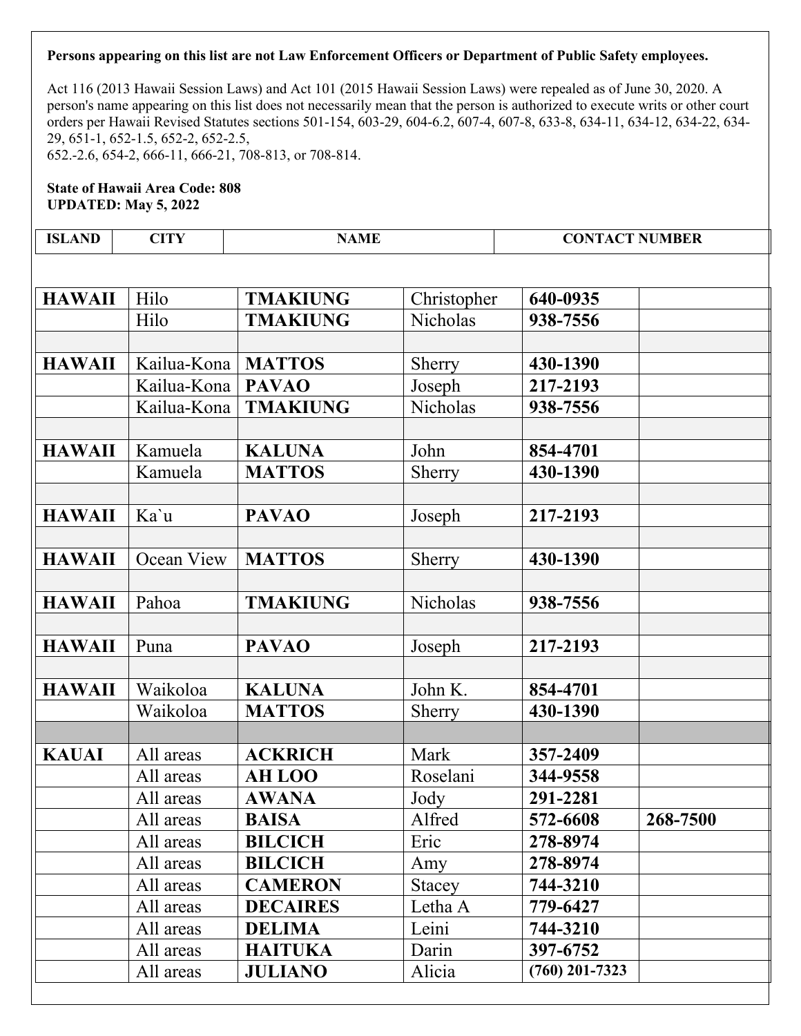**Persons appearing on this list are not Law Enforcement Officers or Department of Public Safety employees.**

Act 116 (2013 Hawaii Session Laws) and Act 101 (2015 Hawaii Session Laws) were repealed as of June 30, 2020. A person's name appearing on this list does not necessarily mean that the person is authorized to execute writs or other court orders per Hawaii Revised Statutes sections 501-154, 603-29, 604-6.2, 607-4, 607-8, 633-8, 634-11, 634-12, 634-22, 634-29, 651-1, 652-1.5, 652-2, 652-2.5,
652.-2.6, 654-2, 666-11, 666-21, 708-813, or 708-814.

**State of Hawaii Area Code: 808**
**UPDATED: May 5, 2022**

| ISLAND | CITY | NAME | | CONTACT NUMBER | |
|---|---|---|---|---|---|
| **HAWAII** | Hilo | **TMAKIUNG** | Christopher | **640-0935** | |
| | Hilo | **TMAKIUNG** | Nicholas | **938-7556** | |
| | | | | | |
| **HAWAII** | Kailua-Kona | **MATTOS** | Sherry | **430-1390** | |
| | Kailua-Kona | **PAVAO** | Joseph | **217-2193** | |
| | Kailua-Kona | **TMAKIUNG** | Nicholas | **938-7556** | |
| | | | | | |
| **HAWAII** | Kamuela | **KALUNA** | John | **854-4701** | |
| | Kamuela | **MATTOS** | Sherry | **430-1390** | |
| | | | | | |
| **HAWAII** | Ka`u | **PAVAO** | Joseph | **217-2193** | |
| | | | | | |
| **HAWAII** | Ocean View | **MATTOS** | Sherry | **430-1390** | |
| | | | | | |
| **HAWAII** | Pahoa | **TMAKIUNG** | Nicholas | **938-7556** | |
| | | | | | |
| **HAWAII** | Puna | **PAVAO** | Joseph | **217-2193** | |
| | | | | | |
| **HAWAII** | Waikoloa | **KALUNA** | John K. | **854-4701** | |
| | Waikoloa | **MATTOS** | Sherry | **430-1390** | |
| | | | | | |
| **KAUAI** | All areas | **ACKRICH** | Mark | **357-2409** | |
| | All areas | **AH LOO** | Roselani | **344-9558** | |
| | All areas | **AWANA** | Jody | **291-2281** | |
| | All areas | **BAISA** | Alfred | **572-6608** | **268-7500** |
| | All areas | **BILCICH** | Eric | **278-8974** | |
| | All areas | **BILCICH** | Amy | **278-8974** | |
| | All areas | **CAMERON** | Stacey | **744-3210** | |
| | All areas | **DECAIRES** | Letha A | **779-6427** | |
| | All areas | **DELIMA** | Leini | **744-3210** | |
| | All areas | **HAITUKA** | Darin | **397-6752** | |
| | All areas | **JULIANO** | Alicia | **(760) 201-7323** | |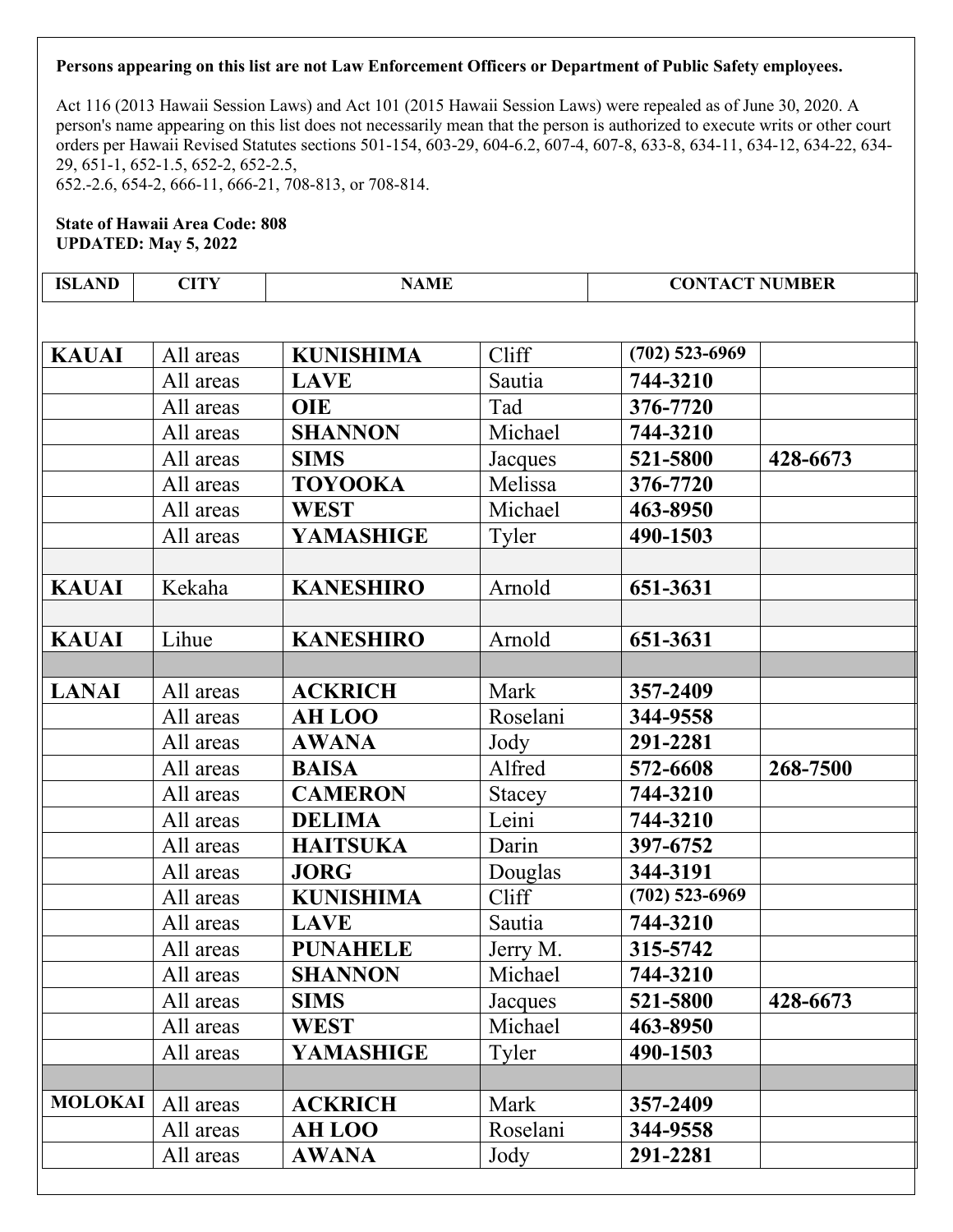**Persons appearing on this list are not Law Enforcement Officers or Department of Public Safety employees.**

Act 116 (2013 Hawaii Session Laws) and Act 101 (2015 Hawaii Session Laws) were repealed as of June 30, 2020. A person's name appearing on this list does not necessarily mean that the person is authorized to execute writs or other court orders per Hawaii Revised Statutes sections 501-154, 603-29, 604-6.2, 607-4, 607-8, 633-8, 634-11, 634-12, 634-22, 634-29, 651-1, 652-1.5, 652-2, 652-2.5, 652.-2.6, 654-2, 666-11, 666-21, 708-813, or 708-814.

**State of Hawaii Area Code: 808**
**UPDATED: May 5, 2022**

| ISLAND | CITY | NAME | | CONTACT NUMBER | |
|---|---|---|---|---|---|
| **KAUAI** | All areas | **KUNISHIMA** | Cliff | **(702) 523-6969** | |
| | All areas | **LAVE** | Sautia | **744-3210** | |
| | All areas | **OIE** | Tad | **376-7720** | |
| | All areas | **SHANNON** | Michael | **744-3210** | |
| | All areas | **SIMS** | Jacques | **521-5800** | **428-6673** |
| | All areas | **TOYOOKA** | Melissa | **376-7720** | |
| | All areas | **WEST** | Michael | **463-8950** | |
| | All areas | **YAMASHIGE** | Tyler | **490-1503** | |
| | | | | | |
| **KAUAI** | Kekaha | **KANESHIRO** | Arnold | **651-3631** | |
| | | | | | |
| **KAUAI** | Lihue | **KANESHIRO** | Arnold | **651-3631** | |
| | | | | | |
| **LANAI** | All areas | **ACKRICH** | Mark | **357-2409** | |
| | All areas | **AH LOO** | Roselani | **344-9558** | |
| | All areas | **AWANA** | Jody | **291-2281** | |
| | All areas | **BAISA** | Alfred | **572-6608** | **268-7500** |
| | All areas | **CAMERON** | Stacey | **744-3210** | |
| | All areas | **DELIMA** | Leini | **744-3210** | |
| | All areas | **HAITSUKA** | Darin | **397-6752** | |
| | All areas | **JORG** | Douglas | **344-3191** | |
| | All areas | **KUNISHIMA** | Cliff | **(702) 523-6969** | |
| | All areas | **LAVE** | Sautia | **744-3210** | |
| | All areas | **PUNAHELE** | Jerry M. | **315-5742** | |
| | All areas | **SHANNON** | Michael | **744-3210** | |
| | All areas | **SIMS** | Jacques | **521-5800** | **428-6673** |
| | All areas | **WEST** | Michael | **463-8950** | |
| | All areas | **YAMASHIGE** | Tyler | **490-1503** | |
| | | | | | |
| **MOLOKAI** | All areas | **ACKRICH** | Mark | **357-2409** | |
| | All areas | **AH LOO** | Roselani | **344-9558** | |
| | All areas | **AWANA** | Jody | **291-2281** | |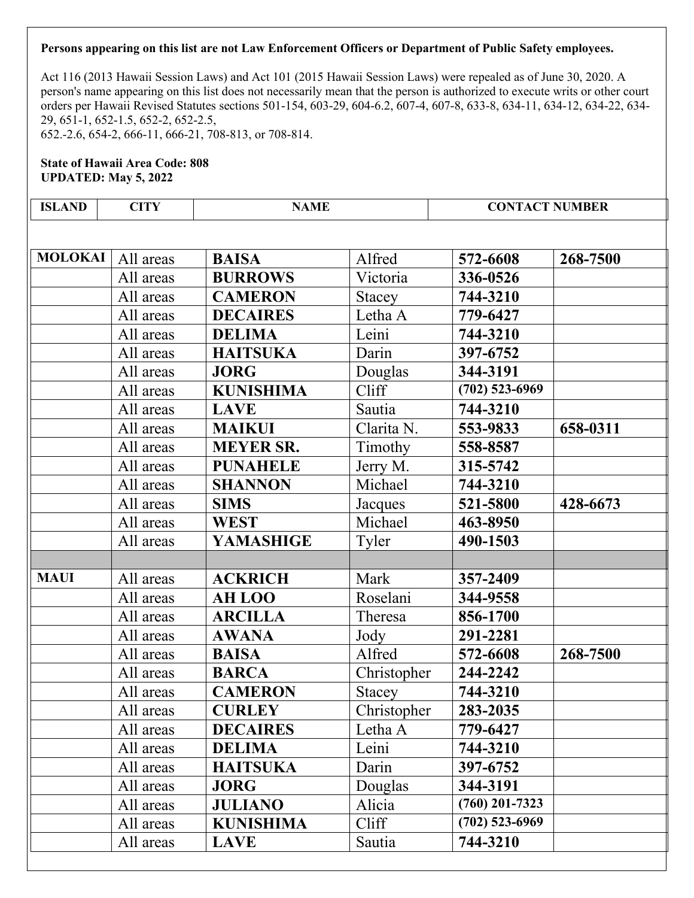**Persons appearing on this list are not Law Enforcement Officers or Department of Public Safety employees.**

Act 116 (2013 Hawaii Session Laws) and Act 101 (2015 Hawaii Session Laws) were repealed as of June 30, 2020. A person's name appearing on this list does not necessarily mean that the person is authorized to execute writs or other court orders per Hawaii Revised Statutes sections 501-154, 603-29, 604-6.2, 607-4, 607-8, 633-8, 634-11, 634-12, 634-22, 634-29, 651-1, 652-1.5, 652-2, 652-2.5,
652.-2.6, 654-2, 666-11, 666-21, 708-813, or 708-814.

**State of Hawaii Area Code: 808**
**UPDATED: May 5, 2022**

| ISLAND | CITY | NAME | | CONTACT NUMBER | |
|---|---|---|---|---|---|
| **MOLOKAI** | All areas | **BAISA** | Alfred | **572-6608** | **268-7500** |
| | All areas | **BURROWS** | Victoria | **336-0526** | |
| | All areas | **CAMERON** | Stacey | **744-3210** | |
| | All areas | **DECAIRES** | Letha A | **779-6427** | |
| | All areas | **DELIMA** | Leini | **744-3210** | |
| | All areas | **HAITSUKA** | Darin | **397-6752** | |
| | All areas | **JORG** | Douglas | **344-3191** | |
| | All areas | **KUNISHIMA** | Cliff | **(702) 523-6969** | |
| | All areas | **LAVE** | Sautia | **744-3210** | |
| | All areas | **MAIKUI** | Clarita N. | **553-9833** | **658-0311** |
| | All areas | **MEYER SR.** | Timothy | **558-8587** | |
| | All areas | **PUNAHELE** | Jerry M. | **315-5742** | |
| | All areas | **SHANNON** | Michael | **744-3210** | |
| | All areas | **SIMS** | Jacques | **521-5800** | **428-6673** |
| | All areas | **WEST** | Michael | **463-8950** | |
| | All areas | **YAMASHIGE** | Tyler | **490-1503** | |
| | | | | | |
| **MAUI** | All areas | **ACKRICH** | Mark | **357-2409** | |
| | All areas | **AH LOO** | Roselani | **344-9558** | |
| | All areas | **ARCILLA** | Theresa | **856-1700** | |
| | All areas | **AWANA** | Jody | **291-2281** | |
| | All areas | **BAISA** | Alfred | **572-6608** | **268-7500** |
| | All areas | **BARCA** | Christopher | **244-2242** | |
| | All areas | **CAMERON** | Stacey | **744-3210** | |
| | All areas | **CURLEY** | Christopher | **283-2035** | |
| | All areas | **DECAIRES** | Letha A | **779-6427** | |
| | All areas | **DELIMA** | Leini | **744-3210** | |
| | All areas | **HAITSUKA** | Darin | **397-6752** | |
| | All areas | **JORG** | Douglas | **344-3191** | |
| | All areas | **JULIANO** | Alicia | **(760) 201-7323** | |
| | All areas | **KUNISHIMA** | Cliff | **(702) 523-6969** | |
| | All areas | **LAVE** | Sautia | **744-3210** | |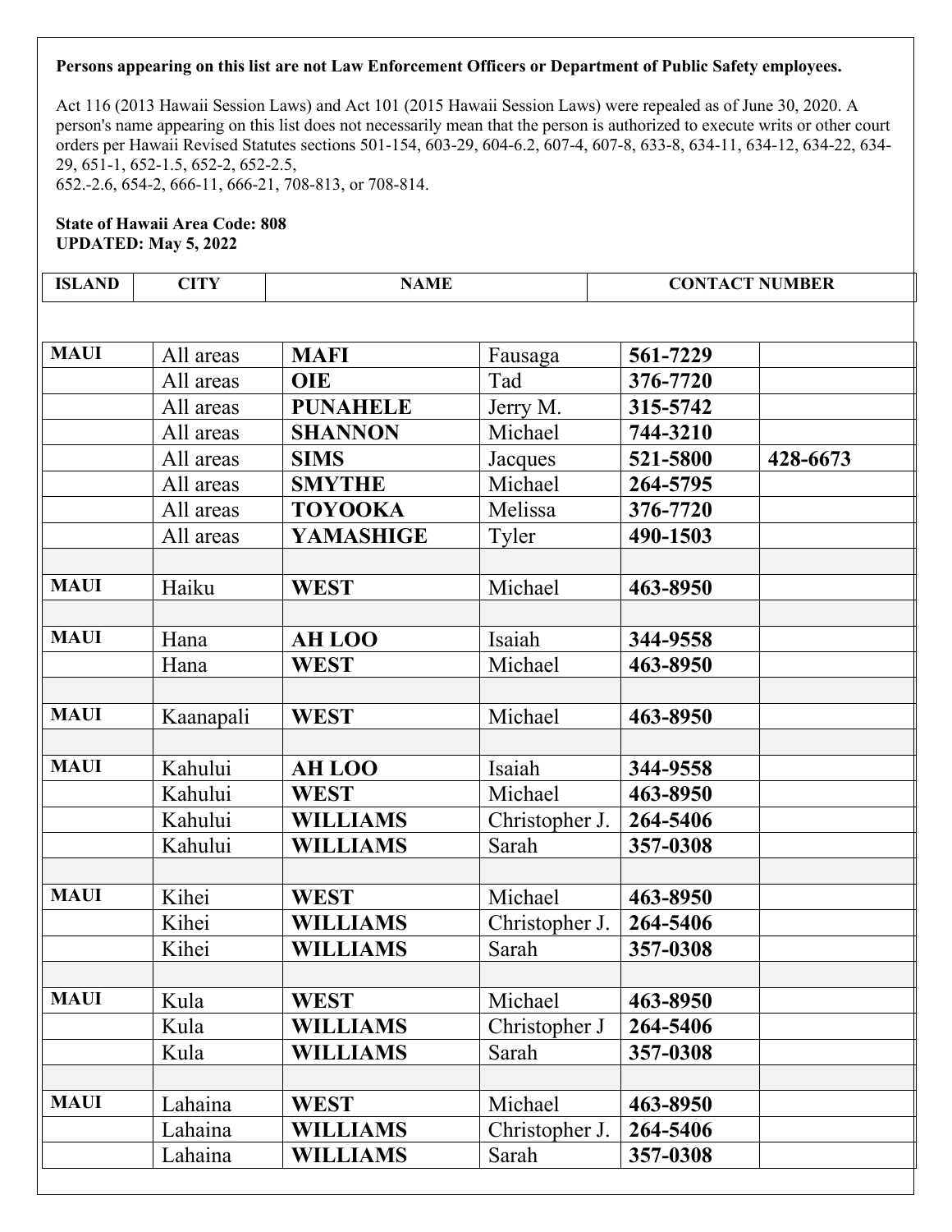**Persons appearing on this list are not Law Enforcement Officers or Department of Public Safety employees.**

Act 116 (2013 Hawaii Session Laws) and Act 101 (2015 Hawaii Session Laws) were repealed as of June 30, 2020. A person's name appearing on this list does not necessarily mean that the person is authorized to execute writs or other court orders per Hawaii Revised Statutes sections 501-154, 603-29, 604-6.2, 607-4, 607-8, 633-8, 634-11, 634-12, 634-22, 634-29, 651-1, 652-1.5, 652-2, 652-2.5,
652.-2.6, 654-2, 666-11, 666-21, 708-813, or 708-814.

**State of Hawaii Area Code: 808**
**UPDATED: May 5, 2022**

| ISLAND | CITY | NAME | | CONTACT NUMBER | |
|---|---|---|---|---|---|
| **MAUI** | All areas | **MAFI** | Fausaga | **561-7229** | |
| | All areas | **OIE** | Tad | **376-7720** | |
| | All areas | **PUNAHELE** | Jerry M. | **315-5742** | |
| | All areas | **SHANNON** | Michael | **744-3210** | |
| | All areas | **SIMS** | Jacques | **521-5800** | **428-6673** |
| | All areas | **SMYTHE** | Michael | **264-5795** | |
| | All areas | **TOYOOKA** | Melissa | **376-7720** | |
| | All areas | **YAMASHIGE** | Tyler | **490-1503** | |
| | | | | | |
| **MAUI** | Haiku | **WEST** | Michael | **463-8950** | |
| | | | | | |
| **MAUI** | Hana | **AH LOO** | Isaiah | **344-9558** | |
| | Hana | **WEST** | Michael | **463-8950** | |
| | | | | | |
| **MAUI** | Kaanapali | **WEST** | Michael | **463-8950** | |
| | | | | | |
| **MAUI** | Kahului | **AH LOO** | Isaiah | **344-9558** | |
| | Kahului | **WEST** | Michael | **463-8950** | |
| | Kahului | **WILLIAMS** | Christopher J. | **264-5406** | |
| | Kahului | **WILLIAMS** | Sarah | **357-0308** | |
| | | | | | |
| **MAUI** | Kihei | **WEST** | Michael | **463-8950** | |
| | Kihei | **WILLIAMS** | Christopher J. | **264-5406** | |
| | Kihei | **WILLIAMS** | Sarah | **357-0308** | |
| | | | | | |
| **MAUI** | Kula | **WEST** | Michael | **463-8950** | |
| | Kula | **WILLIAMS** | Christopher J | **264-5406** | |
| | Kula | **WILLIAMS** | Sarah | **357-0308** | |
| | | | | | |
| **MAUI** | Lahaina | **WEST** | Michael | **463-8950** | |
| | Lahaina | **WILLIAMS** | Christopher J. | **264-5406** | |
| | Lahaina | **WILLIAMS** | Sarah | **357-0308** | |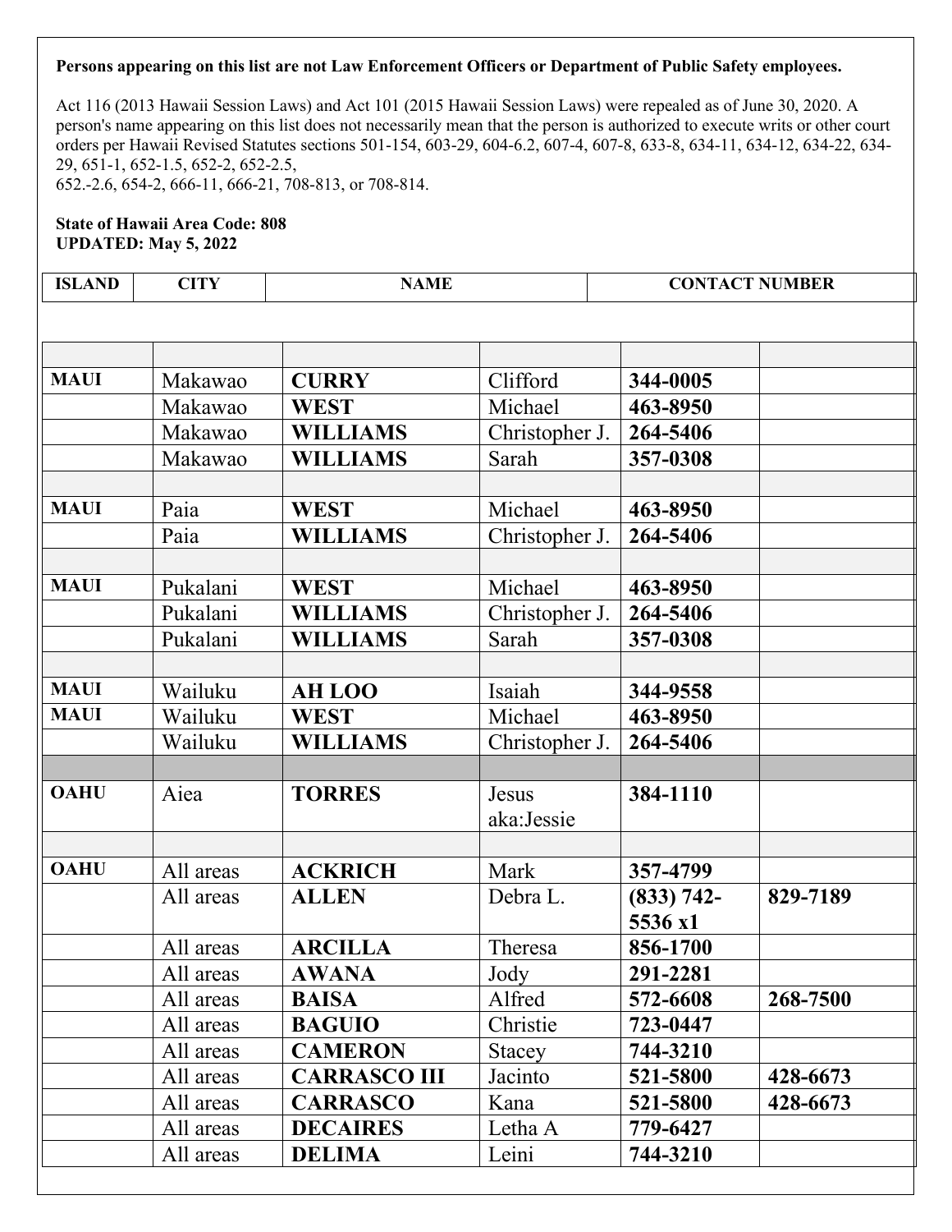**Persons appearing on this list are not Law Enforcement Officers or Department of Public Safety employees.**

Act 116 (2013 Hawaii Session Laws) and Act 101 (2015 Hawaii Session Laws) were repealed as of June 30, 2020. A person's name appearing on this list does not necessarily mean that the person is authorized to execute writs or other court orders per Hawaii Revised Statutes sections 501-154, 603-29, 604-6.2, 607-4, 607-8, 633-8, 634-11, 634-12, 634-22, 634-29, 651-1, 652-1.5, 652-2, 652-2.5,
652.-2.6, 654-2, 666-11, 666-21, 708-813, or 708-814.

**State of Hawaii Area Code: 808**
**UPDATED: May 5, 2022**

| ISLAND | CITY | NAME | | CONTACT NUMBER | |
|---|---|---|---|---|---|
| | | | | | |
| **MAUI** | Makawao | **CURRY** | Clifford | **344-0005** | |
| | Makawao | **WEST** | Michael | **463-8950** | |
| | Makawao | **WILLIAMS** | Christopher J. | **264-5406** | |
| | Makawao | **WILLIAMS** | Sarah | **357-0308** | |
| | | | | | |
| **MAUI** | Paia | **WEST** | Michael | **463-8950** | |
| | Paia | **WILLIAMS** | Christopher J. | **264-5406** | |
| | | | | | |
| **MAUI** | Pukalani | **WEST** | Michael | **463-8950** | |
| | Pukalani | **WILLIAMS** | Christopher J. | **264-5406** | |
| | Pukalani | **WILLIAMS** | Sarah | **357-0308** | |
| | | | | | |
| **MAUI** | Wailuku | **AH LOO** | Isaiah | **344-9558** | |
| **MAUI** | Wailuku | **WEST** | Michael | **463-8950** | |
| | Wailuku | **WILLIAMS** | Christopher J. | **264-5406** | |
| | | | | | |
| **OAHU** | Aiea | **TORRES** | Jesus aka:Jessie | **384-1110** | |
| | | | | | |
| **OAHU** | All areas | **ACKRICH** | Mark | **357-4799** | |
| | All areas | **ALLEN** | Debra L. | **(833) 742-5536 x1** | **829-7189** |
| | All areas | **ARCILLA** | Theresa | **856-1700** | |
| | All areas | **AWANA** | Jody | **291-2281** | |
| | All areas | **BAISA** | Alfred | **572-6608** | **268-7500** |
| | All areas | **BAGUIO** | Christie | **723-0447** | |
| | All areas | **CAMERON** | Stacey | **744-3210** | |
| | All areas | **CARRASCO III** | Jacinto | **521-5800** | **428-6673** |
| | All areas | **CARRASCO** | Kana | **521-5800** | **428-6673** |
| | All areas | **DECAIRES** | Letha A | **779-6427** | |
| | All areas | **DELIMA** | Leini | **744-3210** | |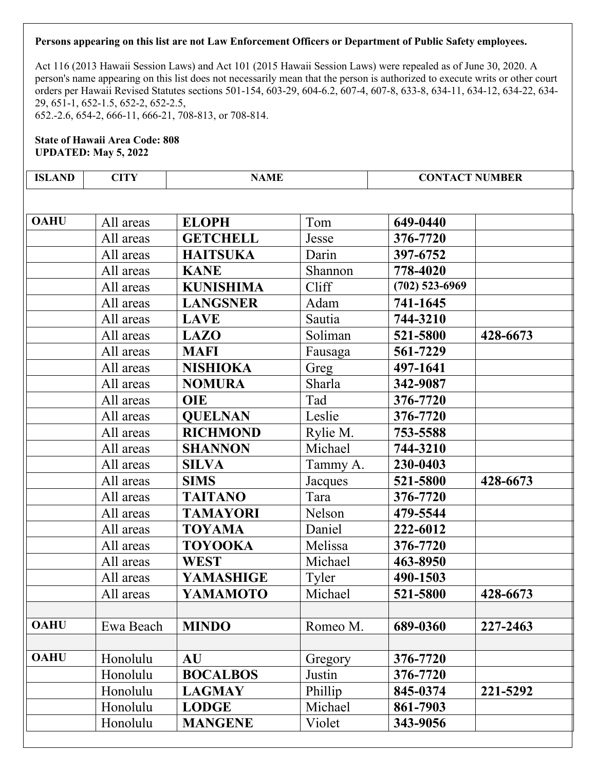**Persons appearing on this list are not Law Enforcement Officers or Department of Public Safety employees.**

Act 116 (2013 Hawaii Session Laws) and Act 101 (2015 Hawaii Session Laws) were repealed as of June 30, 2020. A person's name appearing on this list does not necessarily mean that the person is authorized to execute writs or other court orders per Hawaii Revised Statutes sections 501-154, 603-29, 604-6.2, 607-4, 607-8, 633-8, 634-11, 634-12, 634-22, 634-29, 651-1, 652-1.5, 652-2, 652-2.5, 652.-2.6, 654-2, 666-11, 666-21, 708-813, or 708-814.

**State of Hawaii Area Code: 808**
**UPDATED: May 5, 2022**

| ISLAND | CITY | NAME | | CONTACT NUMBER | |
|---|---|---|---|---|---|
| **OAHU** | All areas | **ELOPH** | Tom | **649-0440** | |
| | All areas | **GETCHELL** | Jesse | **376-7720** | |
| | All areas | **HAITSUKA** | Darin | **397-6752** | |
| | All areas | **KANE** | Shannon | **778-4020** | |
| | All areas | **KUNISHIMA** | Cliff | **(702) 523-6969** | |
| | All areas | **LANGSNER** | Adam | **741-1645** | |
| | All areas | **LAVE** | Sautia | **744-3210** | |
| | All areas | **LAZO** | Soliman | **521-5800** | **428-6673** |
| | All areas | **MAFI** | Fausaga | **561-7229** | |
| | All areas | **NISHIOKA** | Greg | **497-1641** | |
| | All areas | **NOMURA** | Sharla | **342-9087** | |
| | All areas | **OIE** | Tad | **376-7720** | |
| | All areas | **QUELNAN** | Leslie | **376-7720** | |
| | All areas | **RICHMOND** | Rylie M. | **753-5588** | |
| | All areas | **SHANNON** | Michael | **744-3210** | |
| | All areas | **SILVA** | Tammy A. | **230-0403** | |
| | All areas | **SIMS** | Jacques | **521-5800** | **428-6673** |
| | All areas | **TAITANO** | Tara | **376-7720** | |
| | All areas | **TAMAYORI** | Nelson | **479-5544** | |
| | All areas | **TOYAMA** | Daniel | **222-6012** | |
| | All areas | **TOYOOKA** | Melissa | **376-7720** | |
| | All areas | **WEST** | Michael | **463-8950** | |
| | All areas | **YAMASHIGE** | Tyler | **490-1503** | |
| | All areas | **YAMAMOTO** | Michael | **521-5800** | **428-6673** |
| | | | | | |
| **OAHU** | Ewa Beach | **MINDO** | Romeo M. | **689-0360** | **227-2463** |
| | | | | | |
| **OAHU** | Honolulu | **AU** | Gregory | **376-7720** | |
| | Honolulu | **BOCALBOS** | Justin | **376-7720** | |
| | Honolulu | **LAGMAY** | Phillip | **845-0374** | **221-5292** |
| | Honolulu | **LODGE** | Michael | **861-7903** | |
| | Honolulu | **MANGENE** | Violet | **343-9056** | |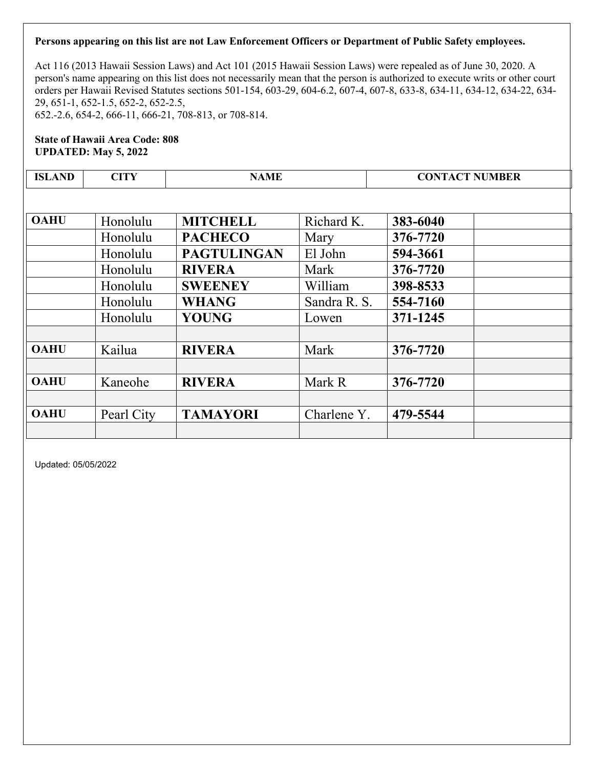**Persons appearing on this list are not Law Enforcement Officers or Department of Public Safety employees.**

Act 116 (2013 Hawaii Session Laws) and Act 101 (2015 Hawaii Session Laws) were repealed as of June 30, 2020. A person's name appearing on this list does not necessarily mean that the person is authorized to execute writs or other court orders per Hawaii Revised Statutes sections 501-154, 603-29, 604-6.2, 607-4, 607-8, 633-8, 634-11, 634-12, 634-22, 634-29, 651-1, 652-1.5, 652-2, 652-2.5,
652.-2.6, 654-2, 666-11, 666-21, 708-813, or 708-814.

**State of Hawaii Area Code: 808**
**UPDATED: May 5, 2022**

| ISLAND | CITY | NAME | | CONTACT NUMBER | |
|---|---|---|---|---|---|
| **OAHU** | Honolulu | **MITCHELL** | Richard K. | **383-6040** | |
| | Honolulu | **PACHECO** | Mary | **376-7720** | |
| | Honolulu | **PAGTULINGAN** | El John | **594-3661** | |
| | Honolulu | **RIVERA** | Mark | **376-7720** | |
| | Honolulu | **SWEENEY** | William | **398-8533** | |
| | Honolulu | **WHANG** | Sandra R. S. | **554-7160** | |
| | Honolulu | **YOUNG** | Lowen | **371-1245** | |
| | | | | | |
| **OAHU** | Kailua | **RIVERA** | Mark | **376-7720** | |
| | | | | | |
| **OAHU** | Kaneohe | **RIVERA** | Mark R | **376-7720** | |
| | | | | | |
| **OAHU** | Pearl City | **TAMAYORI** | Charlene Y. | **479-5544** | |
| | | | | | |

Updated: 05/05/2022